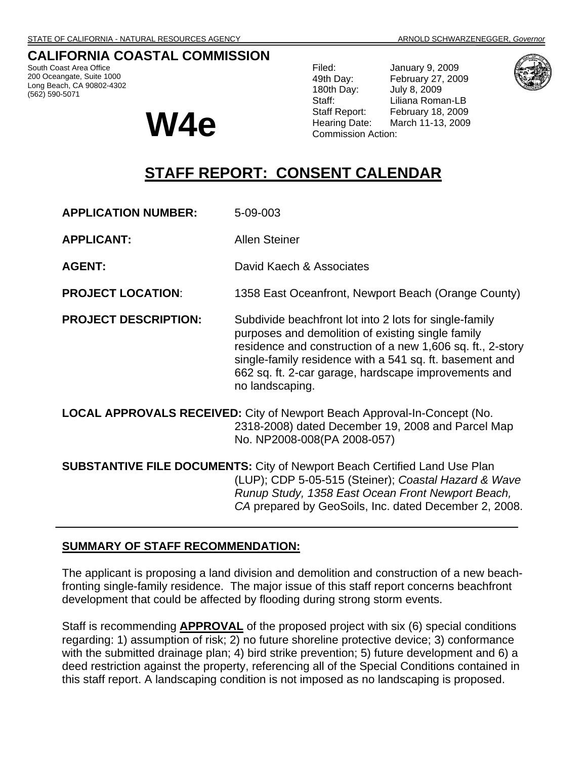STATE OF CALIFORNIA - NATURAL RESOURCES AGENCY — ARNOLD SCHWARZENEGGER, *Governor*

# CALIFORNIA COASTAL COMMISSION

South Coast Area Office
200 Oceangate, Suite 1000
Long Beach, CA 90802-4302
(562) 590-5071

# W4e

| | |
|---|---|
| Filed: | January 9, 2009 |
| 49th Day: | February 27, 2009 |
| 180th Day: | July 8, 2009 |
| Staff: | Liliana Roman-LB |
| Staff Report: | February 18, 2009 |
| Hearing Date: | March 11-13, 2009 |
| Commission Action: | |

## STAFF REPORT: CONSENT CALENDAR

**APPLICATION NUMBER:** 5-09-003

**APPLICANT:** Allen Steiner

**AGENT:** David Kaech & Associates

**PROJECT LOCATION:** 1358 East Oceanfront, Newport Beach (Orange County)

**PROJECT DESCRIPTION:** Subdivide beachfront lot into 2 lots for single-family purposes and demolition of existing single family residence and construction of a new 1,606 sq. ft., 2-story single-family residence with a 541 sq. ft. basement and 662 sq. ft. 2-car garage, hardscape improvements and no landscaping.

**LOCAL APPROVALS RECEIVED:** City of Newport Beach Approval-In-Concept (No. 2318-2008) dated December 19, 2008 and Parcel Map No. NP2008-008(PA 2008-057)

**SUBSTANTIVE FILE DOCUMENTS:** City of Newport Beach Certified Land Use Plan (LUP); CDP 5-05-515 (Steiner); *Coastal Hazard & Wave Runup Study, 1358 East Ocean Front Newport Beach, CA* prepared by GeoSoils, Inc. dated December 2, 2008.

---

### SUMMARY OF STAFF RECOMMENDATION:

The applicant is proposing a land division and demolition and construction of a new beach-fronting single-family residence. The major issue of this staff report concerns beachfront development that could be affected by flooding during strong storm events.

Staff is recommending **APPROVAL** of the proposed project with six (6) special conditions regarding: 1) assumption of risk; 2) no future shoreline protective device; 3) conformance with the submitted drainage plan; 4) bird strike prevention; 5) future development and 6) a deed restriction against the property, referencing all of the Special Conditions contained in this staff report. A landscaping condition is not imposed as no landscaping is proposed.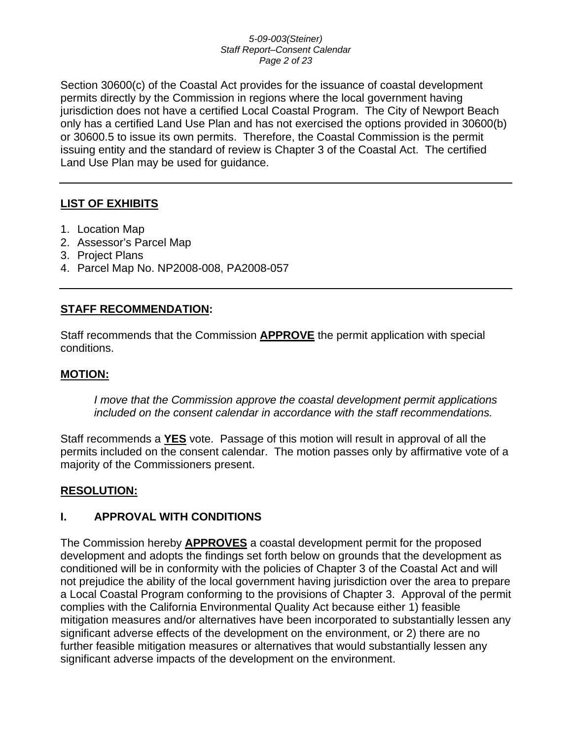Section 30600(c) of the Coastal Act provides for the issuance of coastal development permits directly by the Commission in regions where the local government having jurisdiction does not have a certified Local Coastal Program. The City of Newport Beach only has a certified Land Use Plan and has not exercised the options provided in 30600(b) or 30600.5 to issue its own permits. Therefore, the Coastal Commission is the permit issuing entity and the standard of review is Chapter 3 of the Coastal Act. The certified Land Use Plan may be used for guidance.

---

## **LIST OF EXHIBITS**

1. Location Map
2. Assessor's Parcel Map
3. Project Plans
4. Parcel Map No. NP2008-008, PA2008-057

---

## **STAFF RECOMMENDATION:**

Staff recommends that the Commission **APPROVE** the permit application with special conditions.

## **MOTION:**

> *I move that the Commission approve the coastal development permit applications included on the consent calendar in accordance with the staff recommendations.*

Staff recommends a **YES** vote. Passage of this motion will result in approval of all the permits included on the consent calendar. The motion passes only by affirmative vote of a majority of the Commissioners present.

## **RESOLUTION:**

## **I. APPROVAL WITH CONDITIONS**

The Commission hereby **APPROVES** a coastal development permit for the proposed development and adopts the findings set forth below on grounds that the development as conditioned will be in conformity with the policies of Chapter 3 of the Coastal Act and will not prejudice the ability of the local government having jurisdiction over the area to prepare a Local Coastal Program conforming to the provisions of Chapter 3. Approval of the permit complies with the California Environmental Quality Act because either 1) feasible mitigation measures and/or alternatives have been incorporated to substantially lessen any significant adverse effects of the development on the environment, or 2) there are no further feasible mitigation measures or alternatives that would substantially lessen any significant adverse impacts of the development on the environment.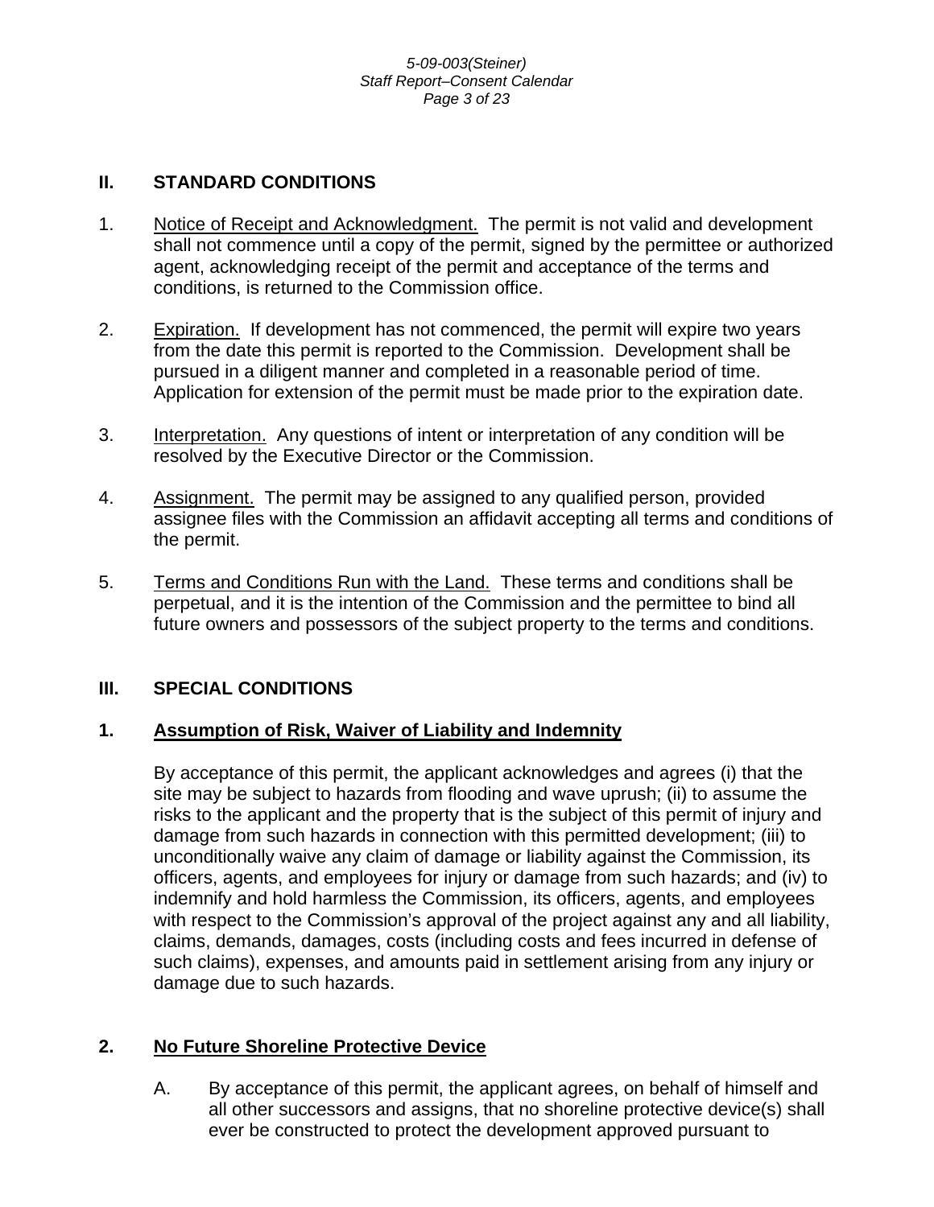## II. STANDARD CONDITIONS

1. Notice of Receipt and Acknowledgment. The permit is not valid and development shall not commence until a copy of the permit, signed by the permittee or authorized agent, acknowledging receipt of the permit and acceptance of the terms and conditions, is returned to the Commission office.

2. Expiration. If development has not commenced, the permit will expire two years from the date this permit is reported to the Commission. Development shall be pursued in a diligent manner and completed in a reasonable period of time. Application for extension of the permit must be made prior to the expiration date.

3. Interpretation. Any questions of intent or interpretation of any condition will be resolved by the Executive Director or the Commission.

4. Assignment. The permit may be assigned to any qualified person, provided assignee files with the Commission an affidavit accepting all terms and conditions of the permit.

5. Terms and Conditions Run with the Land. These terms and conditions shall be perpetual, and it is the intention of the Commission and the permittee to bind all future owners and possessors of the subject property to the terms and conditions.

## III. SPECIAL CONDITIONS

### 1. Assumption of Risk, Waiver of Liability and Indemnity

By acceptance of this permit, the applicant acknowledges and agrees (i) that the site may be subject to hazards from flooding and wave uprush; (ii) to assume the risks to the applicant and the property that is the subject of this permit of injury and damage from such hazards in connection with this permitted development; (iii) to unconditionally waive any claim of damage or liability against the Commission, its officers, agents, and employees for injury or damage from such hazards; and (iv) to indemnify and hold harmless the Commission, its officers, agents, and employees with respect to the Commission's approval of the project against any and all liability, claims, demands, damages, costs (including costs and fees incurred in defense of such claims), expenses, and amounts paid in settlement arising from any injury or damage due to such hazards.

### 2. No Future Shoreline Protective Device

A. By acceptance of this permit, the applicant agrees, on behalf of himself and all other successors and assigns, that no shoreline protective device(s) shall ever be constructed to protect the development approved pursuant to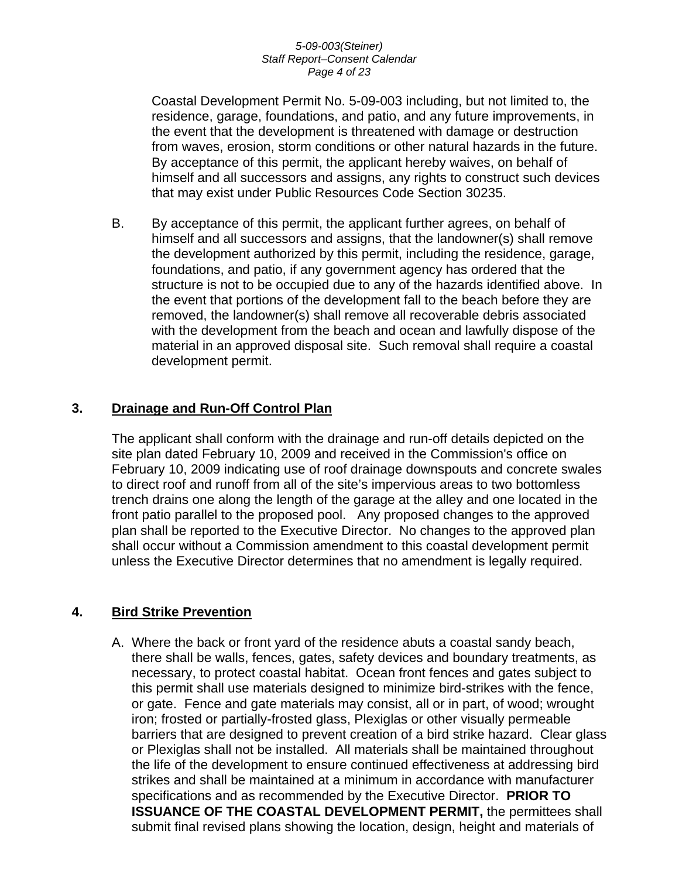Coastal Development Permit No. 5-09-003 including, but not limited to, the residence, garage, foundations, and patio, and any future improvements, in the event that the development is threatened with damage or destruction from waves, erosion, storm conditions or other natural hazards in the future. By acceptance of this permit, the applicant hereby waives, on behalf of himself and all successors and assigns, any rights to construct such devices that may exist under Public Resources Code Section 30235.

B. By acceptance of this permit, the applicant further agrees, on behalf of himself and all successors and assigns, that the landowner(s) shall remove the development authorized by this permit, including the residence, garage, foundations, and patio, if any government agency has ordered that the structure is not to be occupied due to any of the hazards identified above. In the event that portions of the development fall to the beach before they are removed, the landowner(s) shall remove all recoverable debris associated with the development from the beach and ocean and lawfully dispose of the material in an approved disposal site. Such removal shall require a coastal development permit.

## 3. Drainage and Run-Off Control Plan

The applicant shall conform with the drainage and run-off details depicted on the site plan dated February 10, 2009 and received in the Commission's office on February 10, 2009 indicating use of roof drainage downspouts and concrete swales to direct roof and runoff from all of the site's impervious areas to two bottomless trench drains one along the length of the garage at the alley and one located in the front patio parallel to the proposed pool. Any proposed changes to the approved plan shall be reported to the Executive Director. No changes to the approved plan shall occur without a Commission amendment to this coastal development permit unless the Executive Director determines that no amendment is legally required.

## 4. Bird Strike Prevention

A. Where the back or front yard of the residence abuts a coastal sandy beach, there shall be walls, fences, gates, safety devices and boundary treatments, as necessary, to protect coastal habitat. Ocean front fences and gates subject to this permit shall use materials designed to minimize bird-strikes with the fence, or gate. Fence and gate materials may consist, all or in part, of wood; wrought iron; frosted or partially-frosted glass, Plexiglas or other visually permeable barriers that are designed to prevent creation of a bird strike hazard. Clear glass or Plexiglas shall not be installed. All materials shall be maintained throughout the life of the development to ensure continued effectiveness at addressing bird strikes and shall be maintained at a minimum in accordance with manufacturer specifications and as recommended by the Executive Director. **PRIOR TO ISSUANCE OF THE COASTAL DEVELOPMENT PERMIT,** the permittees shall submit final revised plans showing the location, design, height and materials of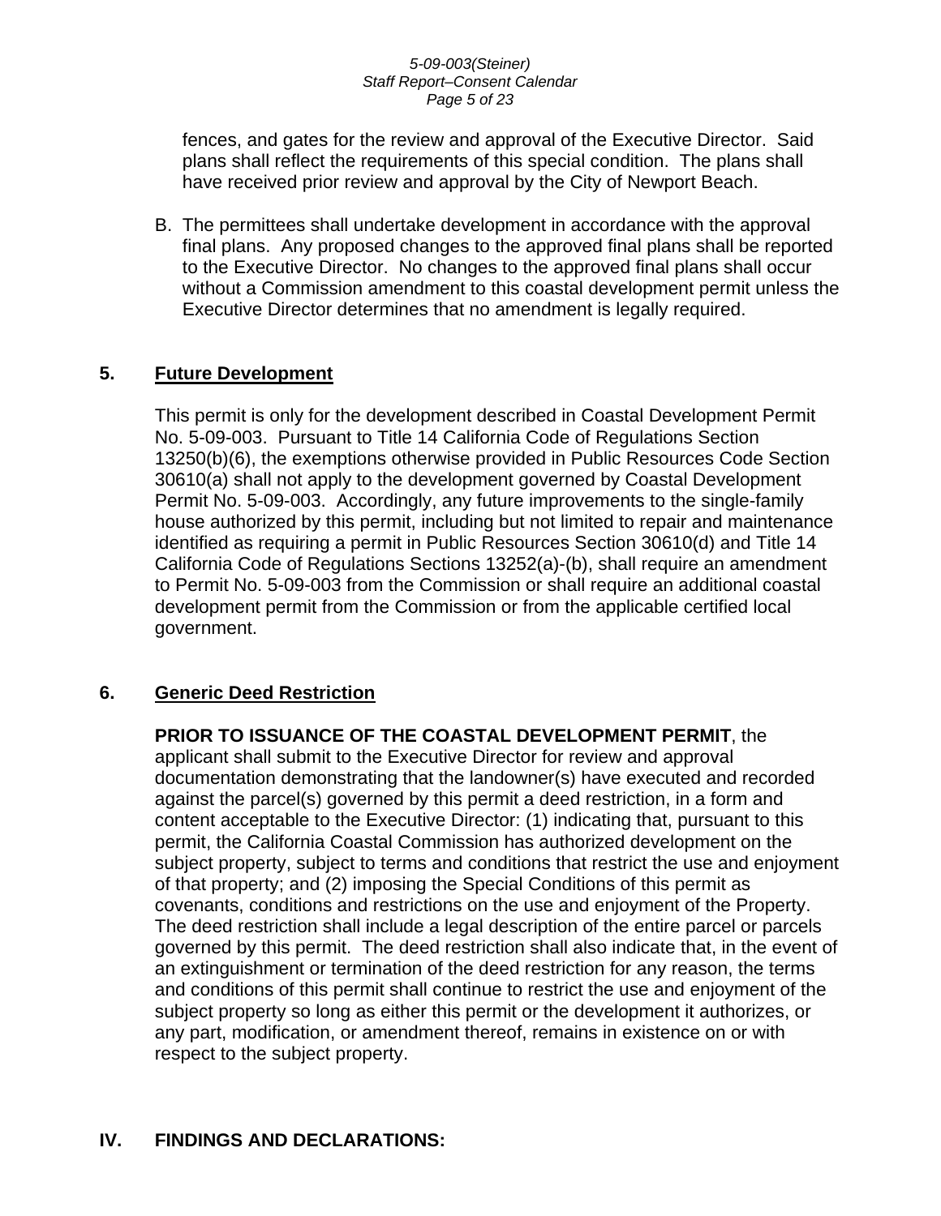fences, and gates for the review and approval of the Executive Director. Said plans shall reflect the requirements of this special condition. The plans shall have received prior review and approval by the City of Newport Beach.

B. The permittees shall undertake development in accordance with the approval final plans. Any proposed changes to the approved final plans shall be reported to the Executive Director. No changes to the approved final plans shall occur without a Commission amendment to this coastal development permit unless the Executive Director determines that no amendment is legally required.

**5. Future Development**

This permit is only for the development described in Coastal Development Permit No. 5-09-003. Pursuant to Title 14 California Code of Regulations Section 13250(b)(6), the exemptions otherwise provided in Public Resources Code Section 30610(a) shall not apply to the development governed by Coastal Development Permit No. 5-09-003. Accordingly, any future improvements to the single-family house authorized by this permit, including but not limited to repair and maintenance identified as requiring a permit in Public Resources Section 30610(d) and Title 14 California Code of Regulations Sections 13252(a)-(b), shall require an amendment to Permit No. 5-09-003 from the Commission or shall require an additional coastal development permit from the Commission or from the applicable certified local government.

**6. Generic Deed Restriction**

**PRIOR TO ISSUANCE OF THE COASTAL DEVELOPMENT PERMIT**, the applicant shall submit to the Executive Director for review and approval documentation demonstrating that the landowner(s) have executed and recorded against the parcel(s) governed by this permit a deed restriction, in a form and content acceptable to the Executive Director: (1) indicating that, pursuant to this permit, the California Coastal Commission has authorized development on the subject property, subject to terms and conditions that restrict the use and enjoyment of that property; and (2) imposing the Special Conditions of this permit as covenants, conditions and restrictions on the use and enjoyment of the Property. The deed restriction shall include a legal description of the entire parcel or parcels governed by this permit. The deed restriction shall also indicate that, in the event of an extinguishment or termination of the deed restriction for any reason, the terms and conditions of this permit shall continue to restrict the use and enjoyment of the subject property so long as either this permit or the development it authorizes, or any part, modification, or amendment thereof, remains in existence on or with respect to the subject property.

## IV. FINDINGS AND DECLARATIONS: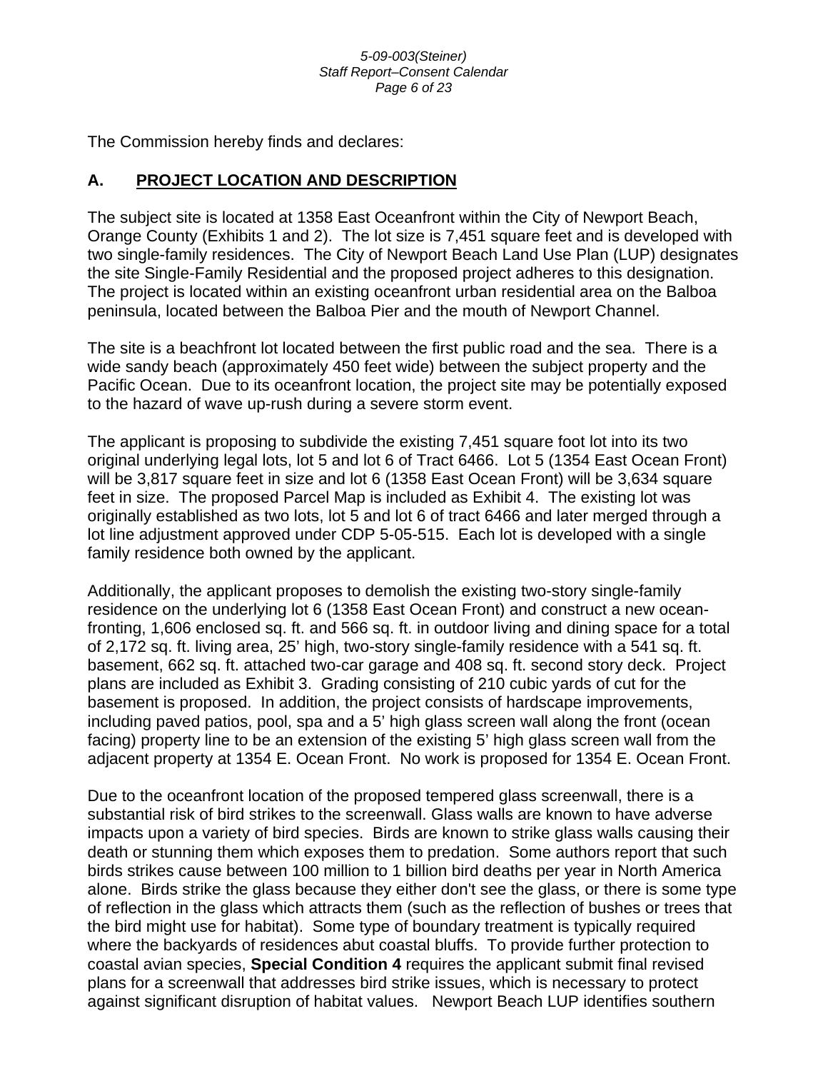The Commission hereby finds and declares:

## A. PROJECT LOCATION AND DESCRIPTION

The subject site is located at 1358 East Oceanfront within the City of Newport Beach, Orange County (Exhibits 1 and 2). The lot size is 7,451 square feet and is developed with two single-family residences. The City of Newport Beach Land Use Plan (LUP) designates the site Single-Family Residential and the proposed project adheres to this designation. The project is located within an existing oceanfront urban residential area on the Balboa peninsula, located between the Balboa Pier and the mouth of Newport Channel.

The site is a beachfront lot located between the first public road and the sea. There is a wide sandy beach (approximately 450 feet wide) between the subject property and the Pacific Ocean. Due to its oceanfront location, the project site may be potentially exposed to the hazard of wave up-rush during a severe storm event.

The applicant is proposing to subdivide the existing 7,451 square foot lot into its two original underlying legal lots, lot 5 and lot 6 of Tract 6466. Lot 5 (1354 East Ocean Front) will be 3,817 square feet in size and lot 6 (1358 East Ocean Front) will be 3,634 square feet in size. The proposed Parcel Map is included as Exhibit 4. The existing lot was originally established as two lots, lot 5 and lot 6 of tract 6466 and later merged through a lot line adjustment approved under CDP 5-05-515. Each lot is developed with a single family residence both owned by the applicant.

Additionally, the applicant proposes to demolish the existing two-story single-family residence on the underlying lot 6 (1358 East Ocean Front) and construct a new ocean-fronting, 1,606 enclosed sq. ft. and 566 sq. ft. in outdoor living and dining space for a total of 2,172 sq. ft. living area, 25' high, two-story single-family residence with a 541 sq. ft. basement, 662 sq. ft. attached two-car garage and 408 sq. ft. second story deck. Project plans are included as Exhibit 3. Grading consisting of 210 cubic yards of cut for the basement is proposed. In addition, the project consists of hardscape improvements, including paved patios, pool, spa and a 5' high glass screen wall along the front (ocean facing) property line to be an extension of the existing 5' high glass screen wall from the adjacent property at 1354 E. Ocean Front. No work is proposed for 1354 E. Ocean Front.

Due to the oceanfront location of the proposed tempered glass screenwall, there is a substantial risk of bird strikes to the screenwall. Glass walls are known to have adverse impacts upon a variety of bird species. Birds are known to strike glass walls causing their death or stunning them which exposes them to predation. Some authors report that such birds strikes cause between 100 million to 1 billion bird deaths per year in North America alone. Birds strike the glass because they either don't see the glass, or there is some type of reflection in the glass which attracts them (such as the reflection of bushes or trees that the bird might use for habitat). Some type of boundary treatment is typically required where the backyards of residences abut coastal bluffs. To provide further protection to coastal avian species, **Special Condition 4** requires the applicant submit final revised plans for a screenwall that addresses bird strike issues, which is necessary to protect against significant disruption of habitat values. Newport Beach LUP identifies southern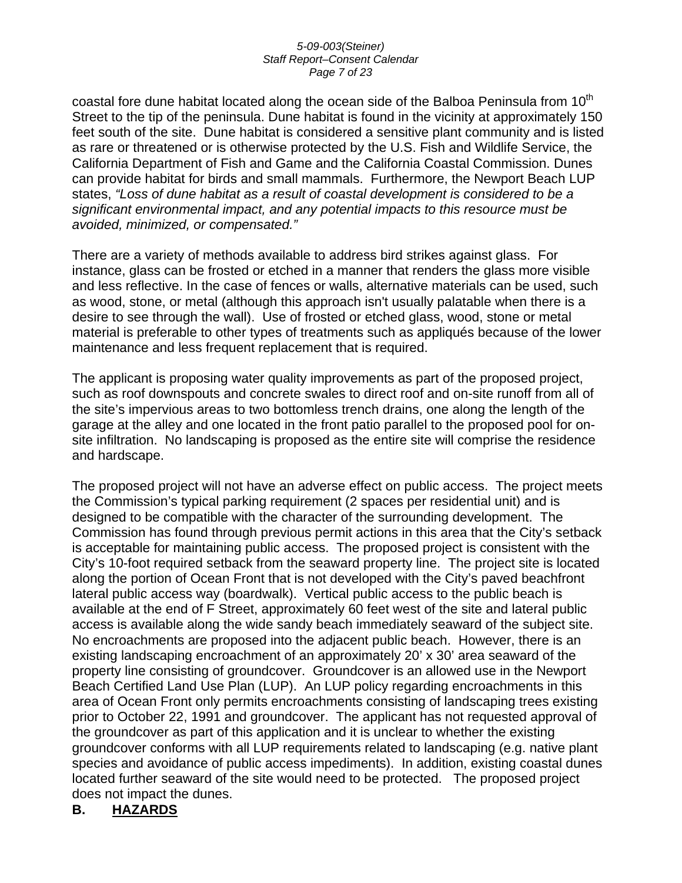coastal fore dune habitat located along the ocean side of the Balboa Peninsula from 10th Street to the tip of the peninsula. Dune habitat is found in the vicinity at approximately 150 feet south of the site. Dune habitat is considered a sensitive plant community and is listed as rare or threatened or is otherwise protected by the U.S. Fish and Wildlife Service, the California Department of Fish and Game and the California Coastal Commission. Dunes can provide habitat for birds and small mammals. Furthermore, the Newport Beach LUP states, *"Loss of dune habitat as a result of coastal development is considered to be a significant environmental impact, and any potential impacts to this resource must be avoided, minimized, or compensated."*

There are a variety of methods available to address bird strikes against glass. For instance, glass can be frosted or etched in a manner that renders the glass more visible and less reflective. In the case of fences or walls, alternative materials can be used, such as wood, stone, or metal (although this approach isn't usually palatable when there is a desire to see through the wall). Use of frosted or etched glass, wood, stone or metal material is preferable to other types of treatments such as appliqués because of the lower maintenance and less frequent replacement that is required.

The applicant is proposing water quality improvements as part of the proposed project, such as roof downspouts and concrete swales to direct roof and on-site runoff from all of the site's impervious areas to two bottomless trench drains, one along the length of the garage at the alley and one located in the front patio parallel to the proposed pool for on-site infiltration. No landscaping is proposed as the entire site will comprise the residence and hardscape.

The proposed project will not have an adverse effect on public access. The project meets the Commission's typical parking requirement (2 spaces per residential unit) and is designed to be compatible with the character of the surrounding development. The Commission has found through previous permit actions in this area that the City's setback is acceptable for maintaining public access. The proposed project is consistent with the City's 10-foot required setback from the seaward property line. The project site is located along the portion of Ocean Front that is not developed with the City's paved beachfront lateral public access way (boardwalk). Vertical public access to the public beach is available at the end of F Street, approximately 60 feet west of the site and lateral public access is available along the wide sandy beach immediately seaward of the subject site. No encroachments are proposed into the adjacent public beach. However, there is an existing landscaping encroachment of an approximately 20' x 30' area seaward of the property line consisting of groundcover. Groundcover is an allowed use in the Newport Beach Certified Land Use Plan (LUP). An LUP policy regarding encroachments in this area of Ocean Front only permits encroachments consisting of landscaping trees existing prior to October 22, 1991 and groundcover. The applicant has not requested approval of the groundcover as part of this application and it is unclear to whether the existing groundcover conforms with all LUP requirements related to landscaping (e.g. native plant species and avoidance of public access impediments). In addition, existing coastal dunes located further seaward of the site would need to be protected. The proposed project does not impact the dunes.

## B. HAZARDS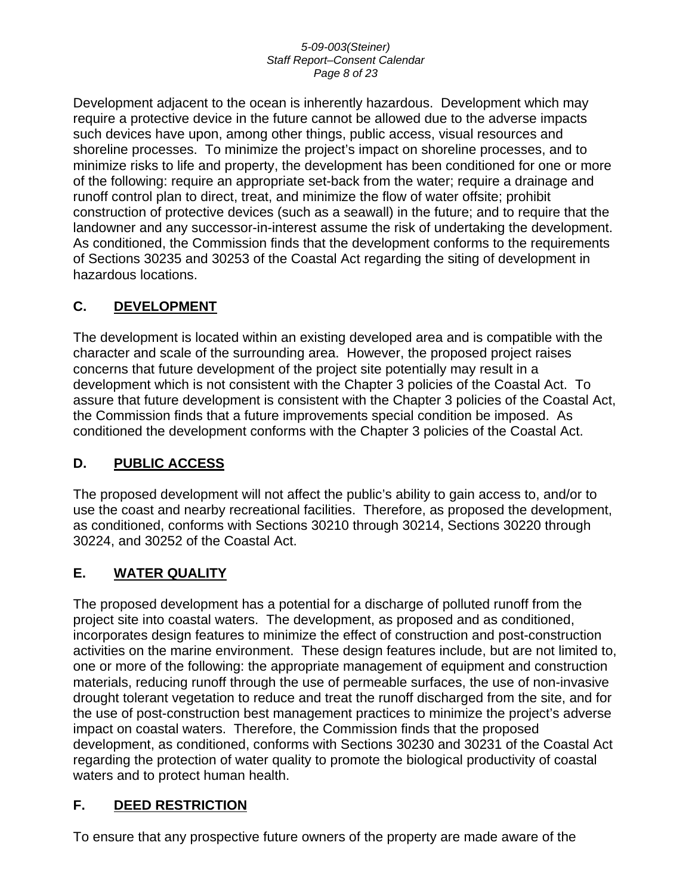Development adjacent to the ocean is inherently hazardous. Development which may require a protective device in the future cannot be allowed due to the adverse impacts such devices have upon, among other things, public access, visual resources and shoreline processes. To minimize the project's impact on shoreline processes, and to minimize risks to life and property, the development has been conditioned for one or more of the following: require an appropriate set-back from the water; require a drainage and runoff control plan to direct, treat, and minimize the flow of water offsite; prohibit construction of protective devices (such as a seawall) in the future; and to require that the landowner and any successor-in-interest assume the risk of undertaking the development. As conditioned, the Commission finds that the development conforms to the requirements of Sections 30235 and 30253 of the Coastal Act regarding the siting of development in hazardous locations.

## C. DEVELOPMENT

The development is located within an existing developed area and is compatible with the character and scale of the surrounding area. However, the proposed project raises concerns that future development of the project site potentially may result in a development which is not consistent with the Chapter 3 policies of the Coastal Act. To assure that future development is consistent with the Chapter 3 policies of the Coastal Act, the Commission finds that a future improvements special condition be imposed. As conditioned the development conforms with the Chapter 3 policies of the Coastal Act.

## D. PUBLIC ACCESS

The proposed development will not affect the public's ability to gain access to, and/or to use the coast and nearby recreational facilities. Therefore, as proposed the development, as conditioned, conforms with Sections 30210 through 30214, Sections 30220 through 30224, and 30252 of the Coastal Act.

## E. WATER QUALITY

The proposed development has a potential for a discharge of polluted runoff from the project site into coastal waters. The development, as proposed and as conditioned, incorporates design features to minimize the effect of construction and post-construction activities on the marine environment. These design features include, but are not limited to, one or more of the following: the appropriate management of equipment and construction materials, reducing runoff through the use of permeable surfaces, the use of non-invasive drought tolerant vegetation to reduce and treat the runoff discharged from the site, and for the use of post-construction best management practices to minimize the project's adverse impact on coastal waters. Therefore, the Commission finds that the proposed development, as conditioned, conforms with Sections 30230 and 30231 of the Coastal Act regarding the protection of water quality to promote the biological productivity of coastal waters and to protect human health.

## F. DEED RESTRICTION

To ensure that any prospective future owners of the property are made aware of the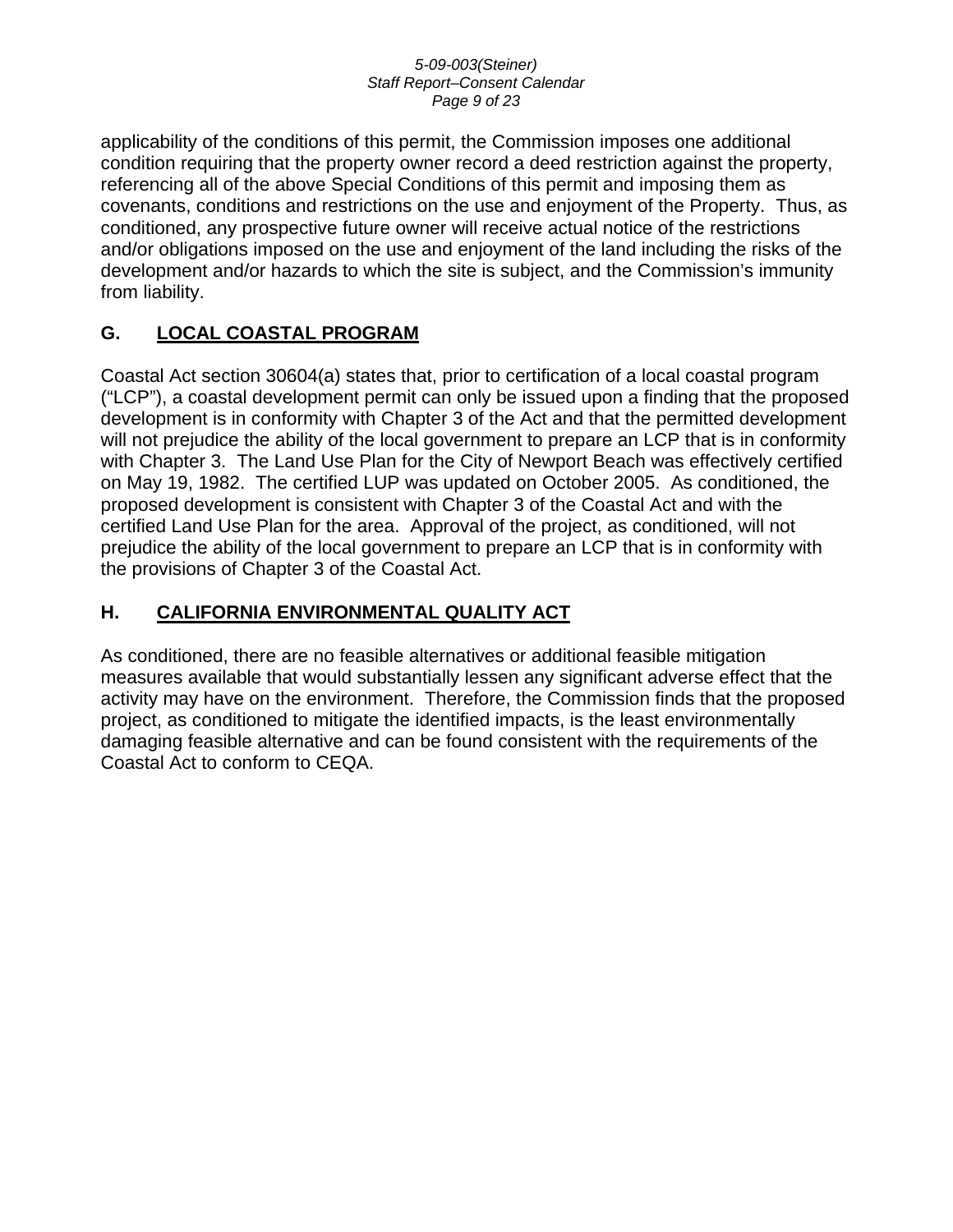applicability of the conditions of this permit, the Commission imposes one additional condition requiring that the property owner record a deed restriction against the property, referencing all of the above Special Conditions of this permit and imposing them as covenants, conditions and restrictions on the use and enjoyment of the Property. Thus, as conditioned, any prospective future owner will receive actual notice of the restrictions and/or obligations imposed on the use and enjoyment of the land including the risks of the development and/or hazards to which the site is subject, and the Commission's immunity from liability.

## G. LOCAL COASTAL PROGRAM

Coastal Act section 30604(a) states that, prior to certification of a local coastal program ("LCP"), a coastal development permit can only be issued upon a finding that the proposed development is in conformity with Chapter 3 of the Act and that the permitted development will not prejudice the ability of the local government to prepare an LCP that is in conformity with Chapter 3. The Land Use Plan for the City of Newport Beach was effectively certified on May 19, 1982. The certified LUP was updated on October 2005. As conditioned, the proposed development is consistent with Chapter 3 of the Coastal Act and with the certified Land Use Plan for the area. Approval of the project, as conditioned, will not prejudice the ability of the local government to prepare an LCP that is in conformity with the provisions of Chapter 3 of the Coastal Act.

## H. CALIFORNIA ENVIRONMENTAL QUALITY ACT

As conditioned, there are no feasible alternatives or additional feasible mitigation measures available that would substantially lessen any significant adverse effect that the activity may have on the environment. Therefore, the Commission finds that the proposed project, as conditioned to mitigate the identified impacts, is the least environmentally damaging feasible alternative and can be found consistent with the requirements of the Coastal Act to conform to CEQA.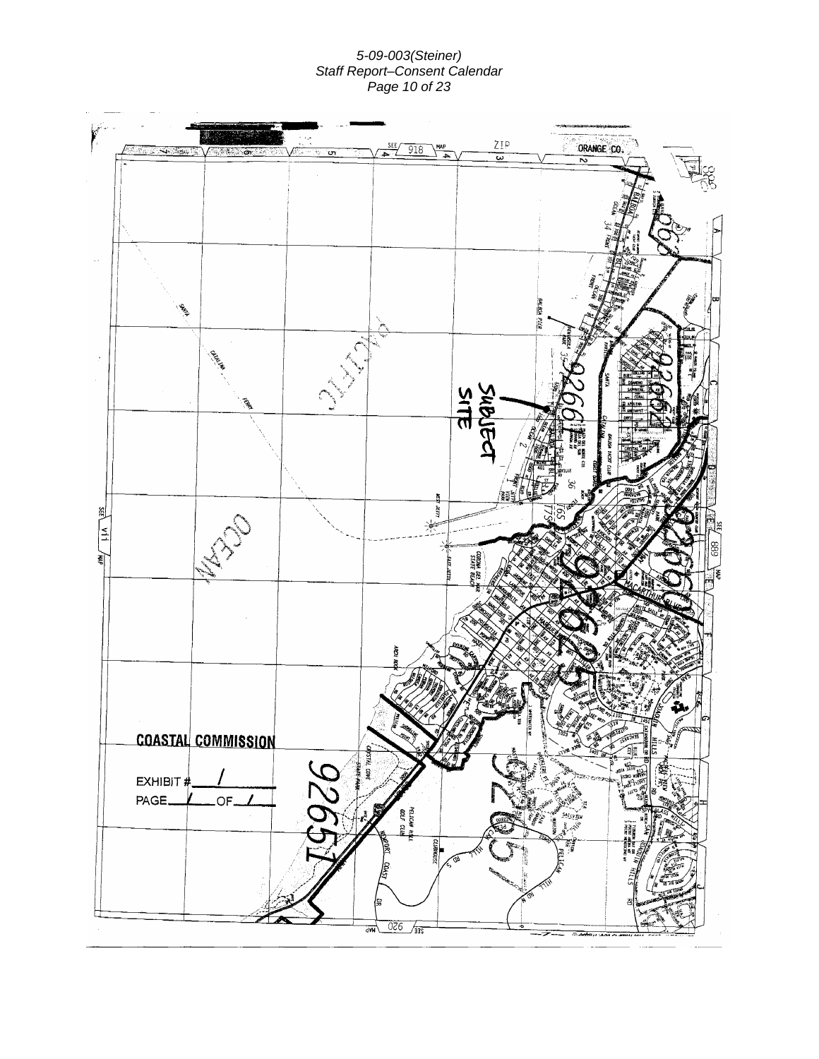SUBJECT SITE

COASTAL COMMISSION

EXHIBIT # 1

PAGE 1 OF 1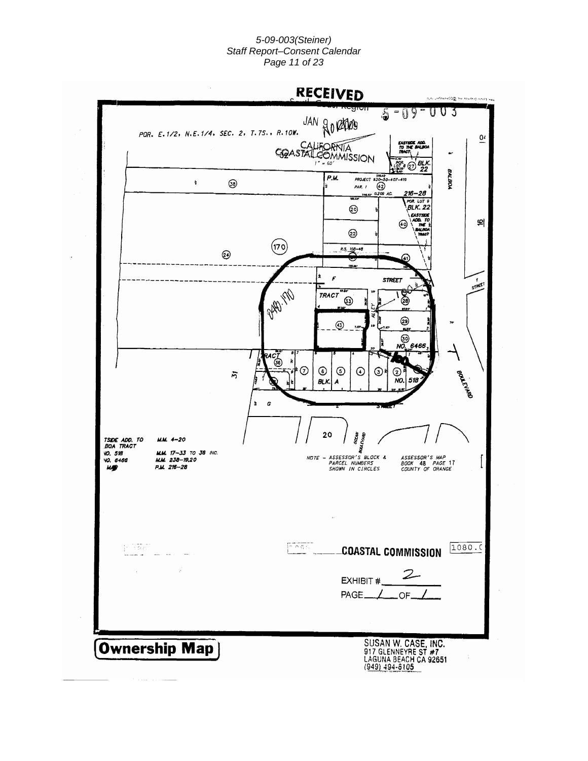RECEIVED

JAN 9 2009

CALIFORNIA COASTAL COMMISSION

5-09-003

POR. E.1/2, N.E.1/4, SEC. 2, T.7S., R.10W.

1" = 60'

EASTSIDE ADD. TO THE BALBOA TRACT

POR. LOT 8 BLK. 22

P.M. PROJECT 830-50-407-410 PAR. 1 0.209 AC. 216-28

POR. LOT 9 BLK. 22 EASTSIDE ADD. TO THE BALBOA TRACT

R.S. 105-48

F STREET

TRACT

ALLEY

NO. 6466

TRACT

BLK. A

NO. 518

G STREET

BALBOA

BOULEVARD

OCEAN BOULEVARD

048-170

TSIDE ADD. TO BOA TRACT — M.M. 4-20
NO. 518 — M.M. 17-33 TO 38 INC.
NO. 6466 — M.M. 238-19,20
MAP — P.M. 216-28

NOTE – ASSESSOR'S BLOCK & PARCEL NUMBERS SHOWN IN CIRCLES

ASSESSOR'S MAP BOOK 48 PAGE 17 COUNTY OF ORANGE

COASTAL COMMISSION

EXHIBIT # 2

PAGE 1 OF 1

**Ownership Map**

SUSAN W. CASE, INC.
917 GLENNEYRE ST #7
LAGUNA BEACH CA 92651
(949) 494-6105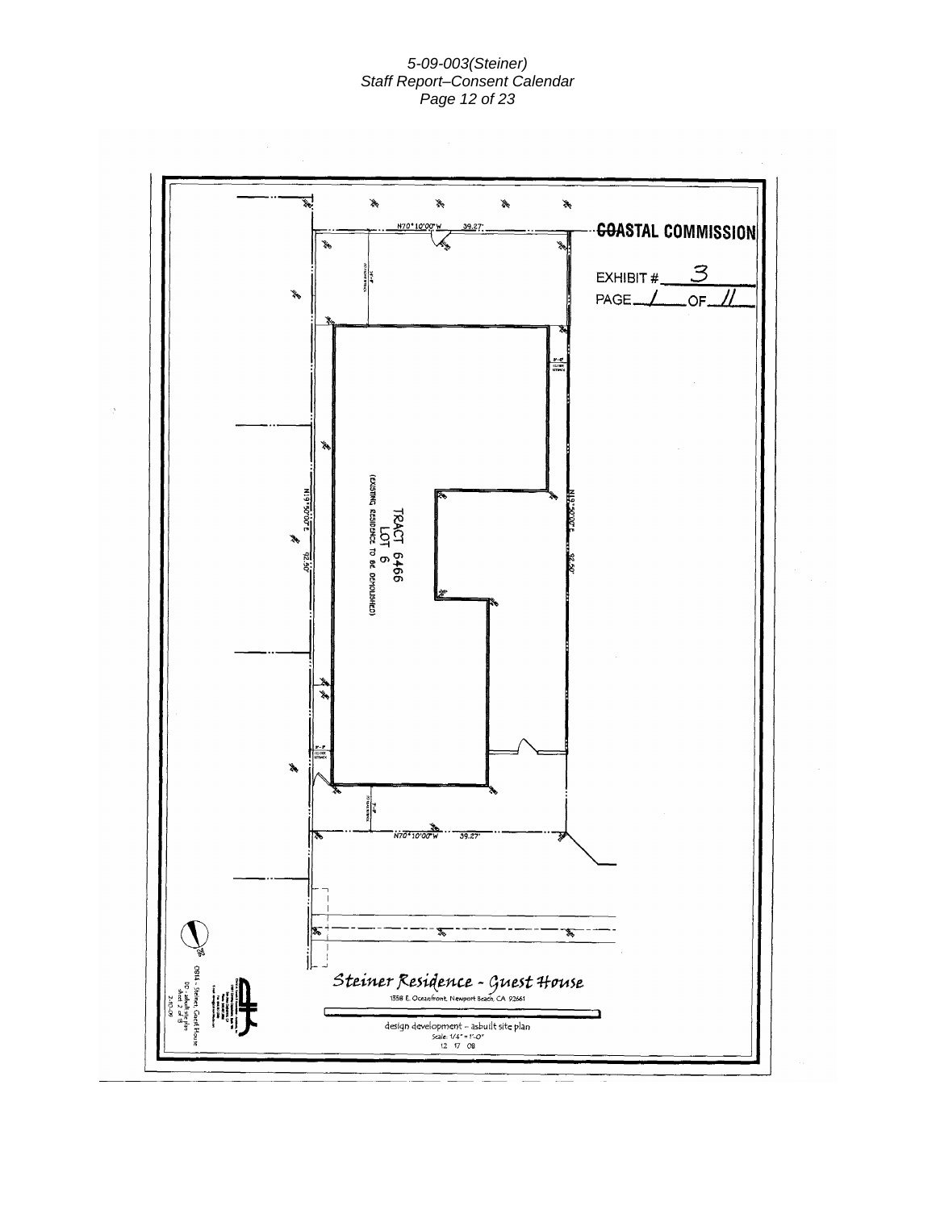COASTAL COMMISSION

EXHIBIT # 3

PAGE 1 OF 11

N70°10'00"W 39.27'

N19°50'00"E 92.50'

TRACT 6466
LOT 6
(EXISTING RESIDENCE TO BE DEMOLISHED)

N19°50'00"E 92.50'

N70°10'00"W 39.27'

Steiner Residence - Guest House

1558 E. Oceanfront, Newport Beach, CA 92661

design development - asbuilt site plan

Scale: 1/4" = 1'-0"

12 17 08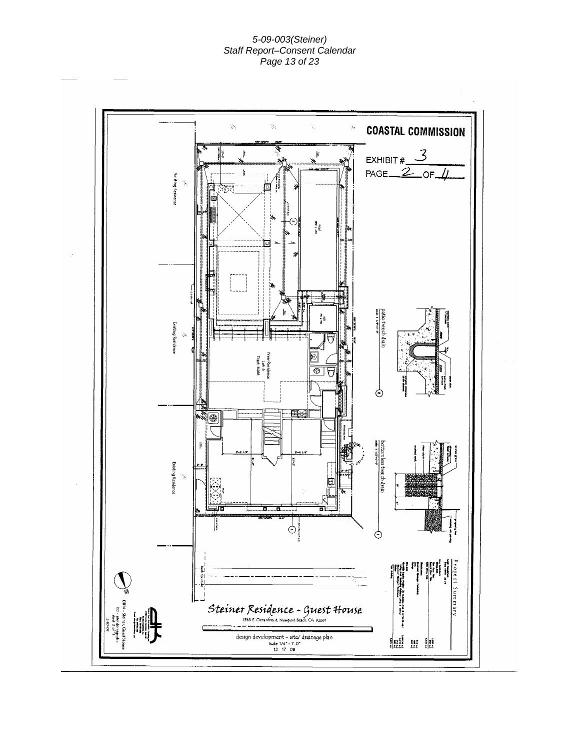COASTAL COMMISSION

EXHIBIT # 3

PAGE 2 OF 4

Existing Residence

Existing Residence

Existing Residence

New Residence
Lot 6
Tract 6466

patio trench drain

bottomless trench drain

Project Summary

**Steiner Residence - Guest House**

1558 E. Oceanfront, Newport Beach, CA 92661

design development – site/ drainage plan

Scale: 1/4" = 1'-0"

12 17 08

0814 - Steiner Guest House
DD - site/ drainage plan
sheet 3 of 15
2-10-09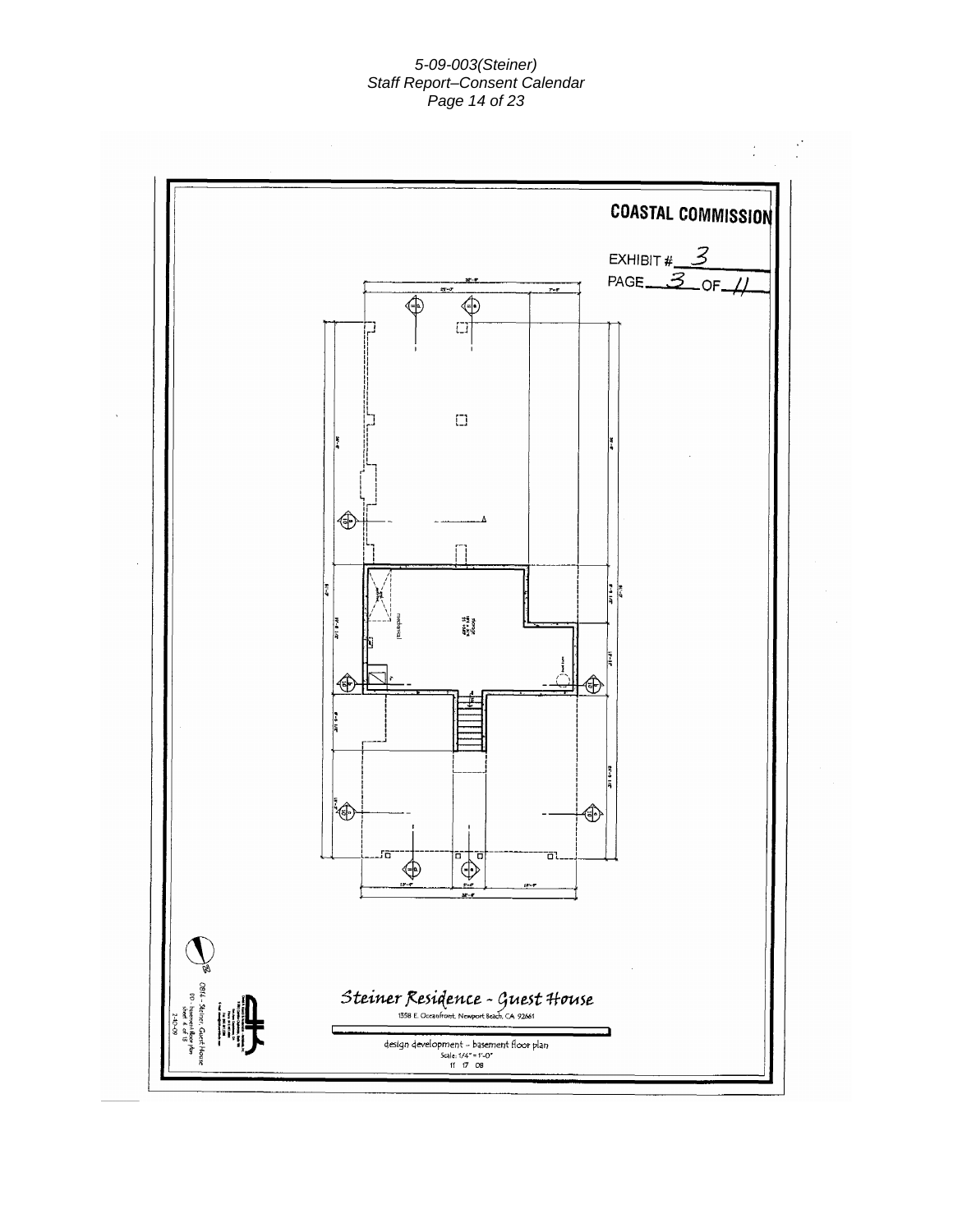**COASTAL COMMISSION**

EXHIBIT # 3

PAGE 3 OF 11

mechanical

storage

Steiner Residence - Guest House

1558 E. Oceanfront, Newport Beach, CA 92661

design development - basement floor plan

Scale: 1/4" = 1'-0"

11 17 08

0814 - Steiner Guest House

DD - basement floor plan

sheet 4 of 18

2-10-09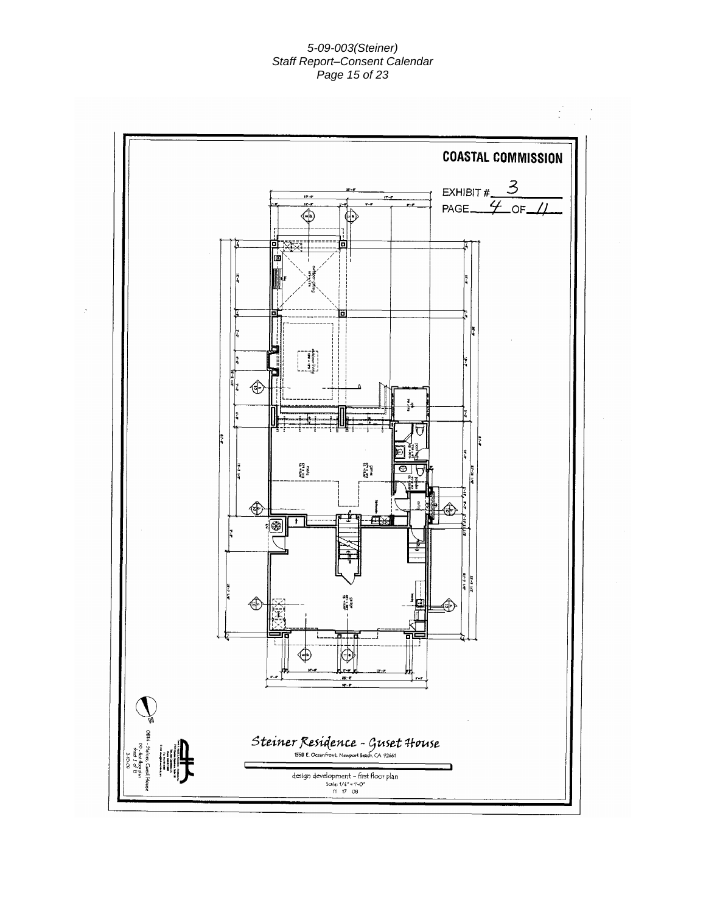COASTAL COMMISSION

EXHIBIT # 3

PAGE 4 OF 11

Steiner Residence - Guset House

1558 E. Oceanfront, Newport Beach, CA 92661

design development - first floor plan

Scale: 1/4" = 1'-0"

11 17 08

0814 - Steiner, Guest House

DD - first floor plan

sheet 3 of 13

2.10.09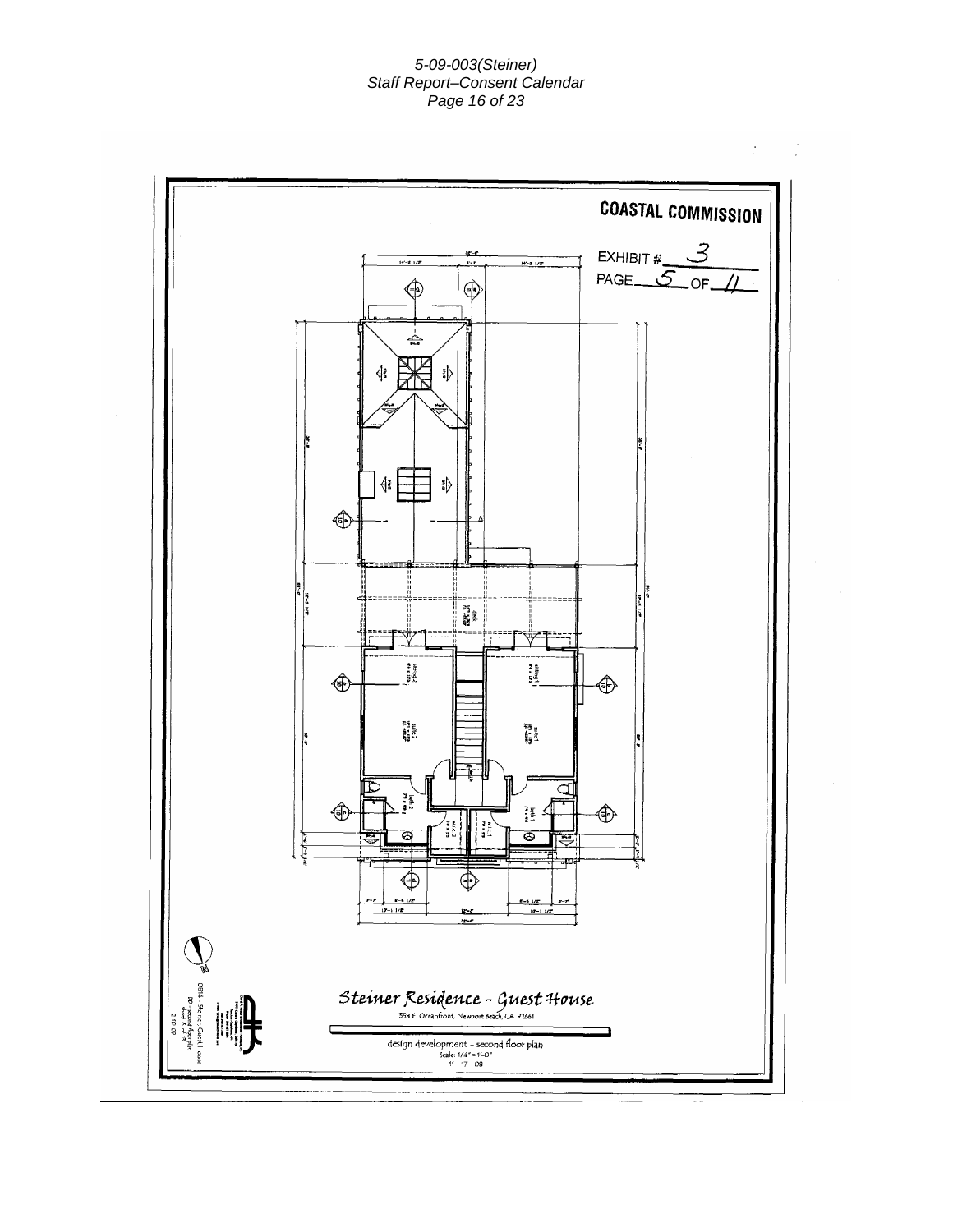COASTAL COMMISSION

EXHIBIT # 3

PAGE 5 OF 11

*Steiner Residence - Guest House*

1358 E. Oceanfront, Newport Beach, CA 92661

design development - second floor plan

Scale: 1/4" = 1'-0"

11 17 08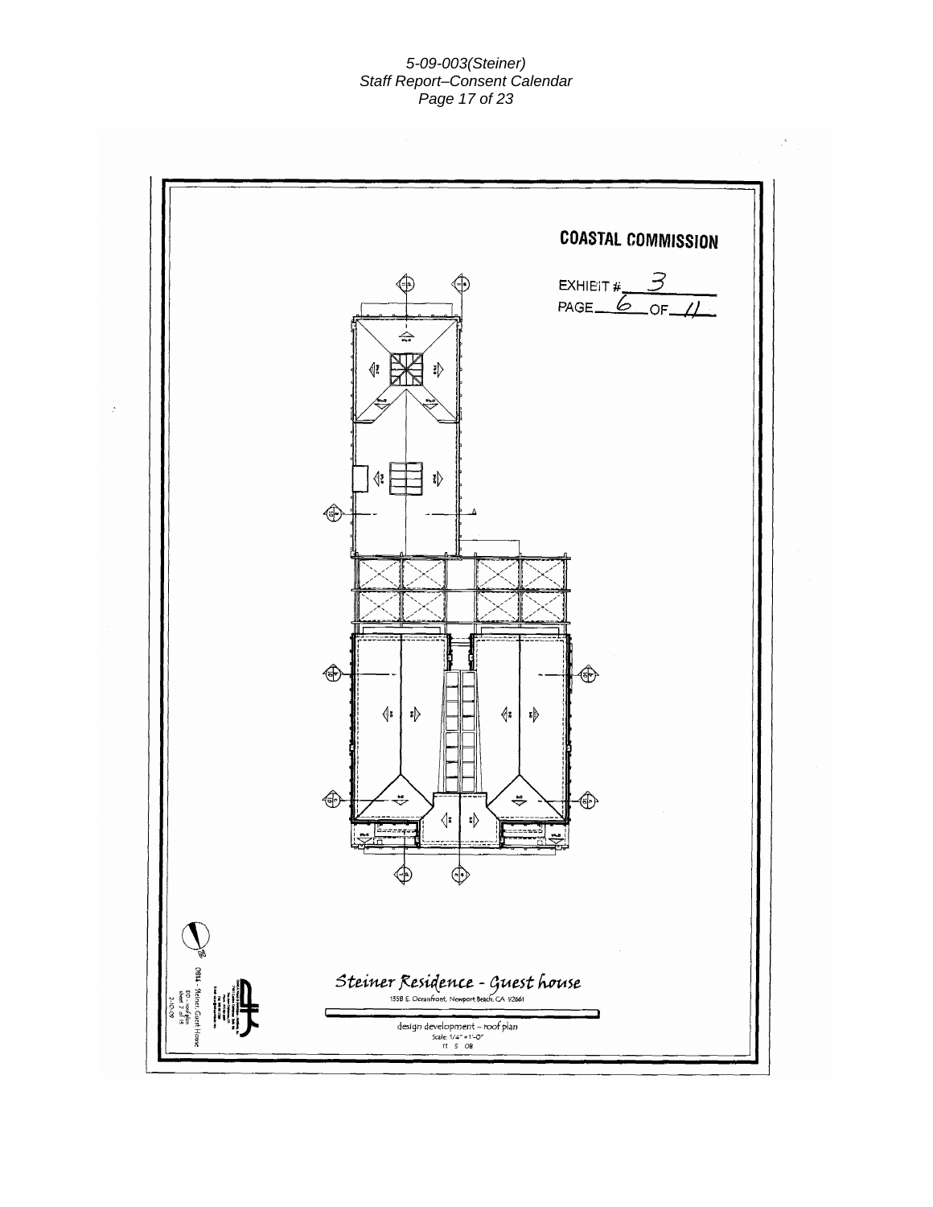**COASTAL COMMISSION**

EXHIBIT # 3
PAGE 6 OF 11

*Steiner Residence - Guest house*

1558 E. Oceanfront, Newport Beach, CA 92661

design development - roof plan
Scale: 1/4" = 1'-0"
11 5 08

0814 - Steiner Guest House
DD - roof plan
Sheet 7 of 15
2-10-09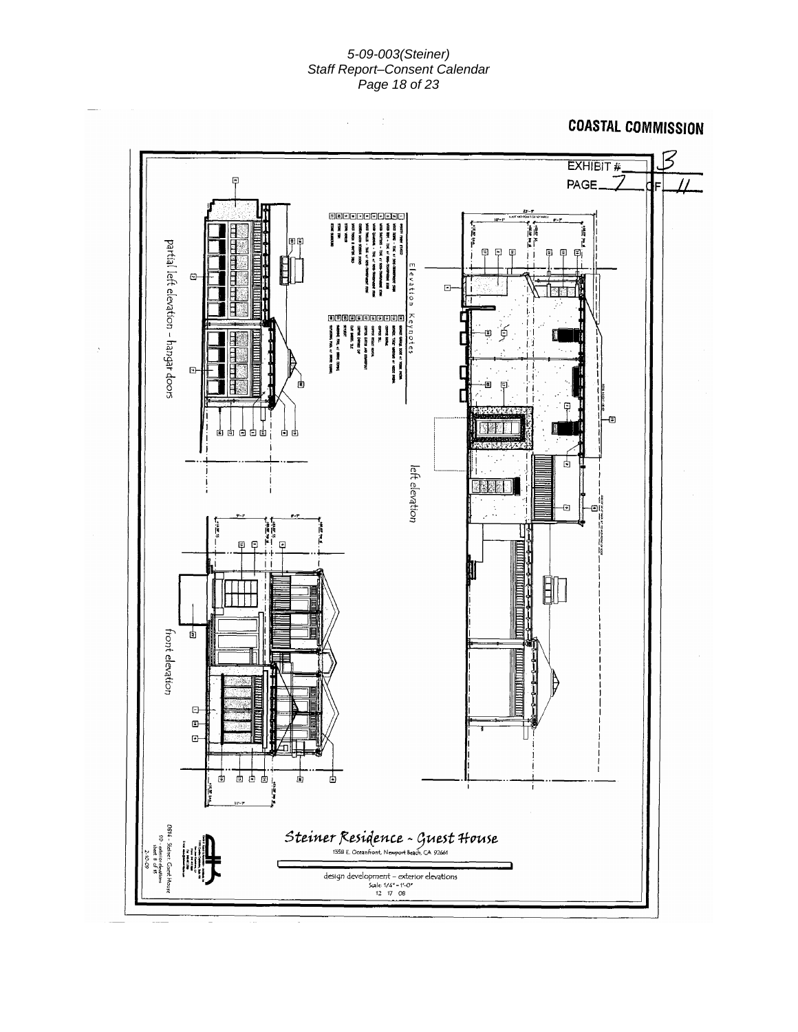COASTAL COMMISSION

EXHIBIT # 3

PAGE 7 OF 11

partial left elevation – hangar doors

Elevation Keynotes

left elevation

front elevation

Steiner Residence - Guest House

1358 E. Oceanfront, Newport Beach, CA 92661

design development – exterior elevations

Scale: 1/4" = 1'-0"

12 17 08

0814 - Steiner Guest House

DD - exterior elevations

2-10-09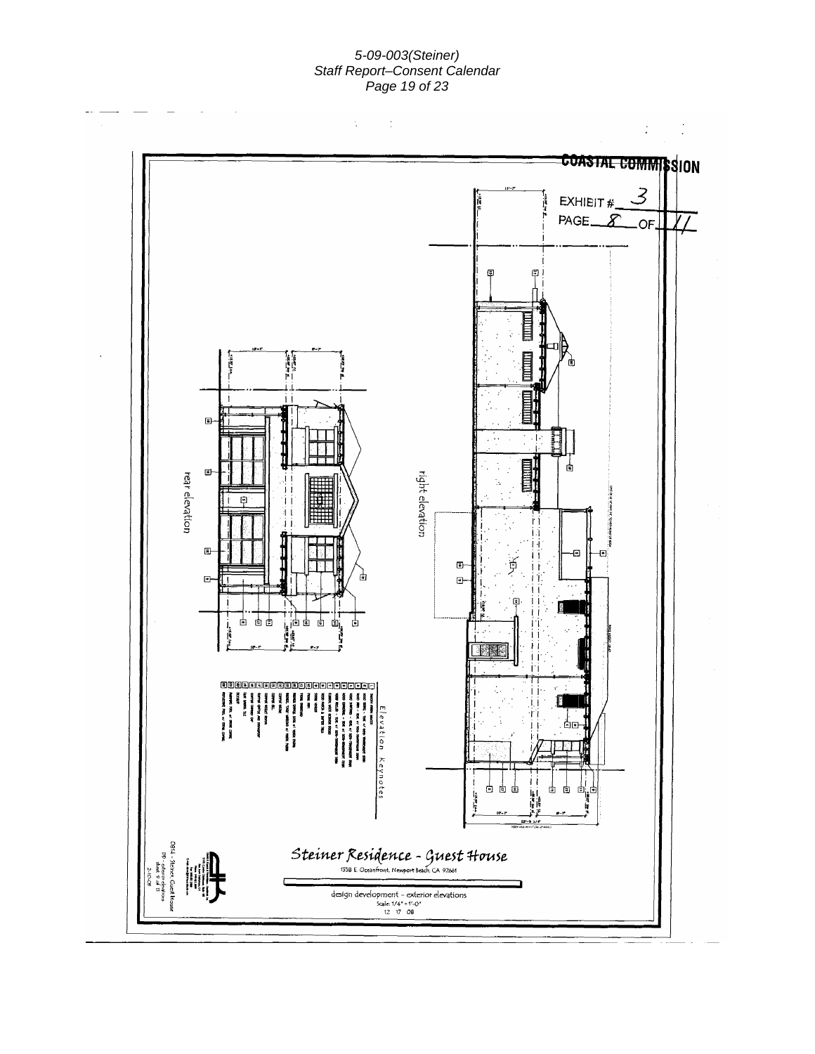COASTAL COMMISSION

EXHIBIT # 3

PAGE 8 OF 11

rear elevation

right elevation

Elevation Keynotes

Steiner Residence - Guest House

1558 E. Oceanfront, Newport Beach, CA 92661

design development - exterior elevations

Scale: 1/4" = 1'-0"

12 17 08

0814 - Steiner Guest House

DD - exterior elevations

sheet 6 of 13

2-10-09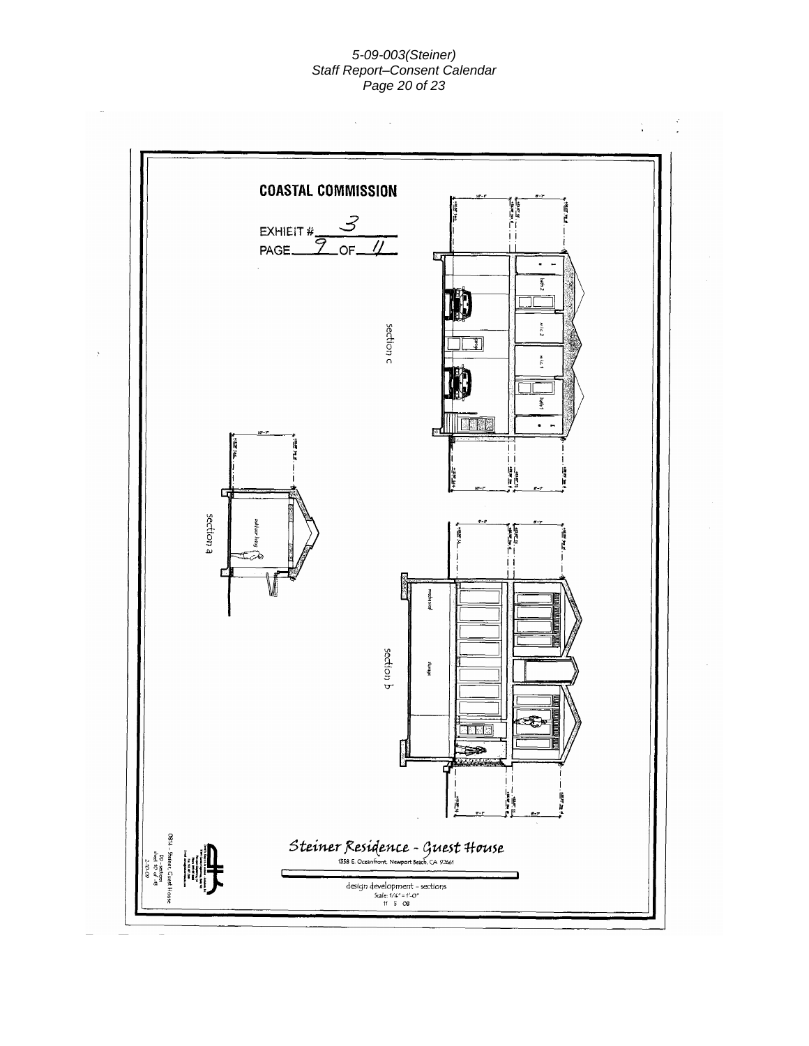**COASTAL COMMISSION**

EXHIBIT # 3

PAGE 9 OF 11

section c

section a

section b

Steiner Residence - Guest House

1358 E. Oceanfront, Newport Beach, CA 92661

design development - sections

Scale: 1/4" = 1'-0"

11 5 08

0814 - Steiner, Guest House

DD - sections

sheet 10 of 18

2.10.09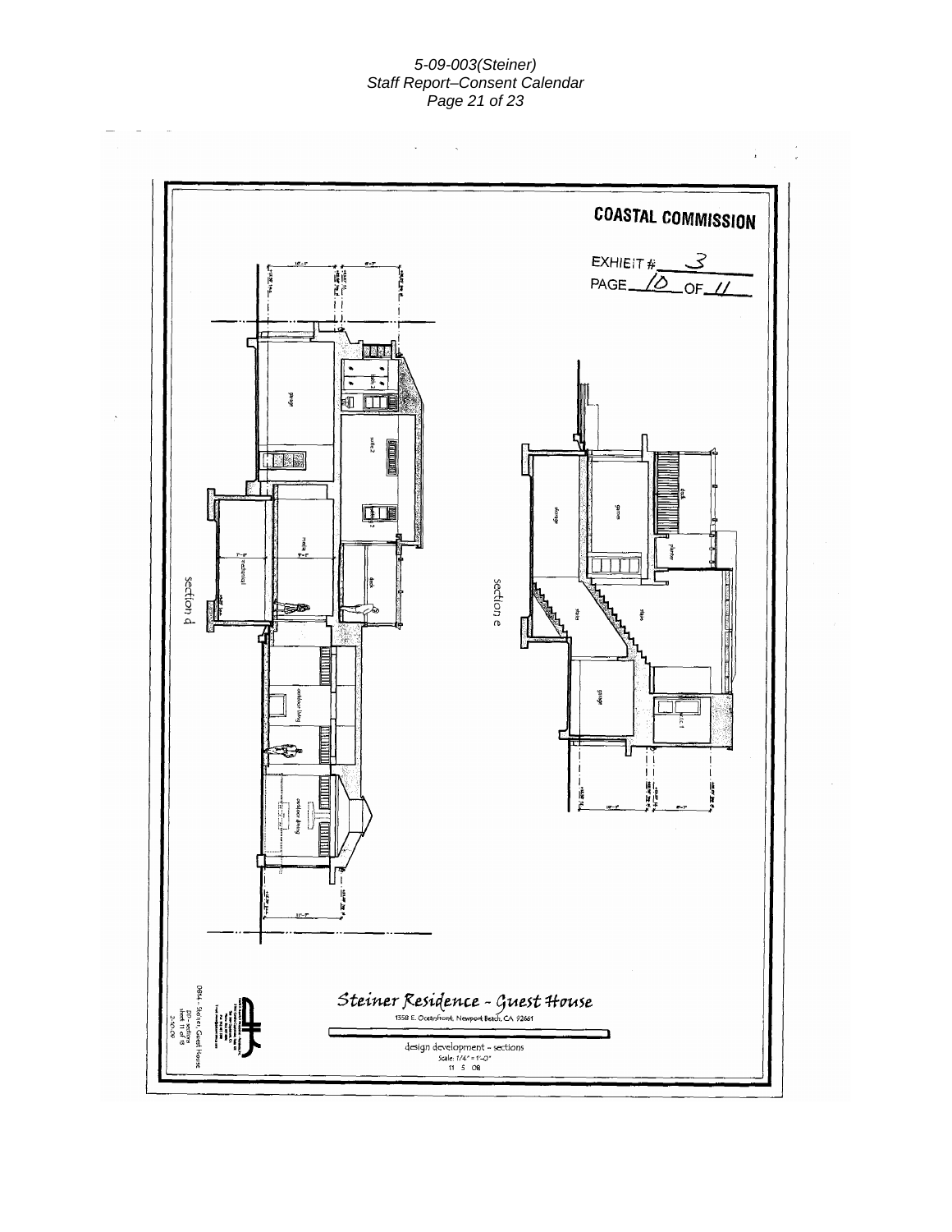**COASTAL COMMISSION**

EXHIBIT # 3

PAGE 10 OF 11

section d

section e

*Steiner Residence - Guest House*

1558 E. Oceanfront, Newport Beach, CA 92661

design development - sections

Scale: 1/4" = 1'-0"

11 5 08

0814 - Steiner Guest House

DD - sections

sheet 11 of 15

2-10-09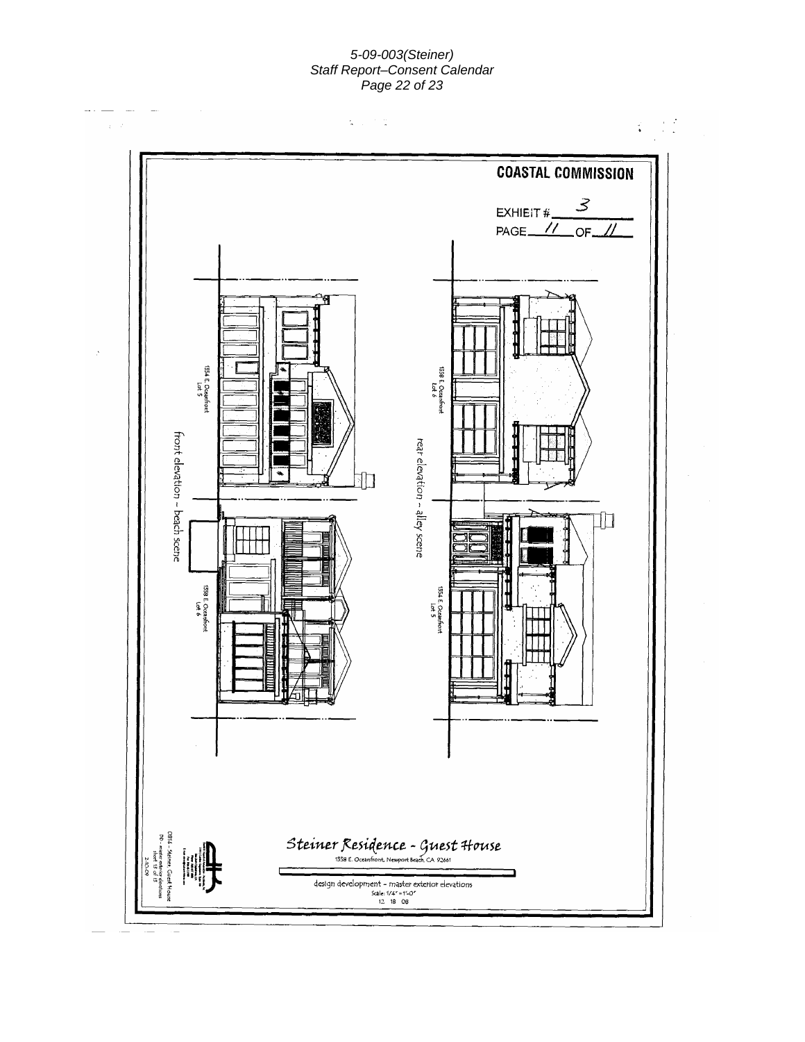**COASTAL COMMISSION**

EXHIBIT # 3

PAGE 11 OF 11

1354 E. Oceanfront Lot 5

1358 E. Oceanfront Lot 6

front elevation – beach scene

1358 E. Oceanfront Lot 6

1354 E. Oceanfront Lot 5

rear elevation – alley scene

Steiner Residence - Guest House

1358 E. Oceanfront, Newport Beach, CA 92661

design development - master exterior elevations

Scale: 1/4" = 1'-0"

12 18 08

0816 - Steiner Guest House
DD - master exterior elevations
sheet 11 of 15
2.10.09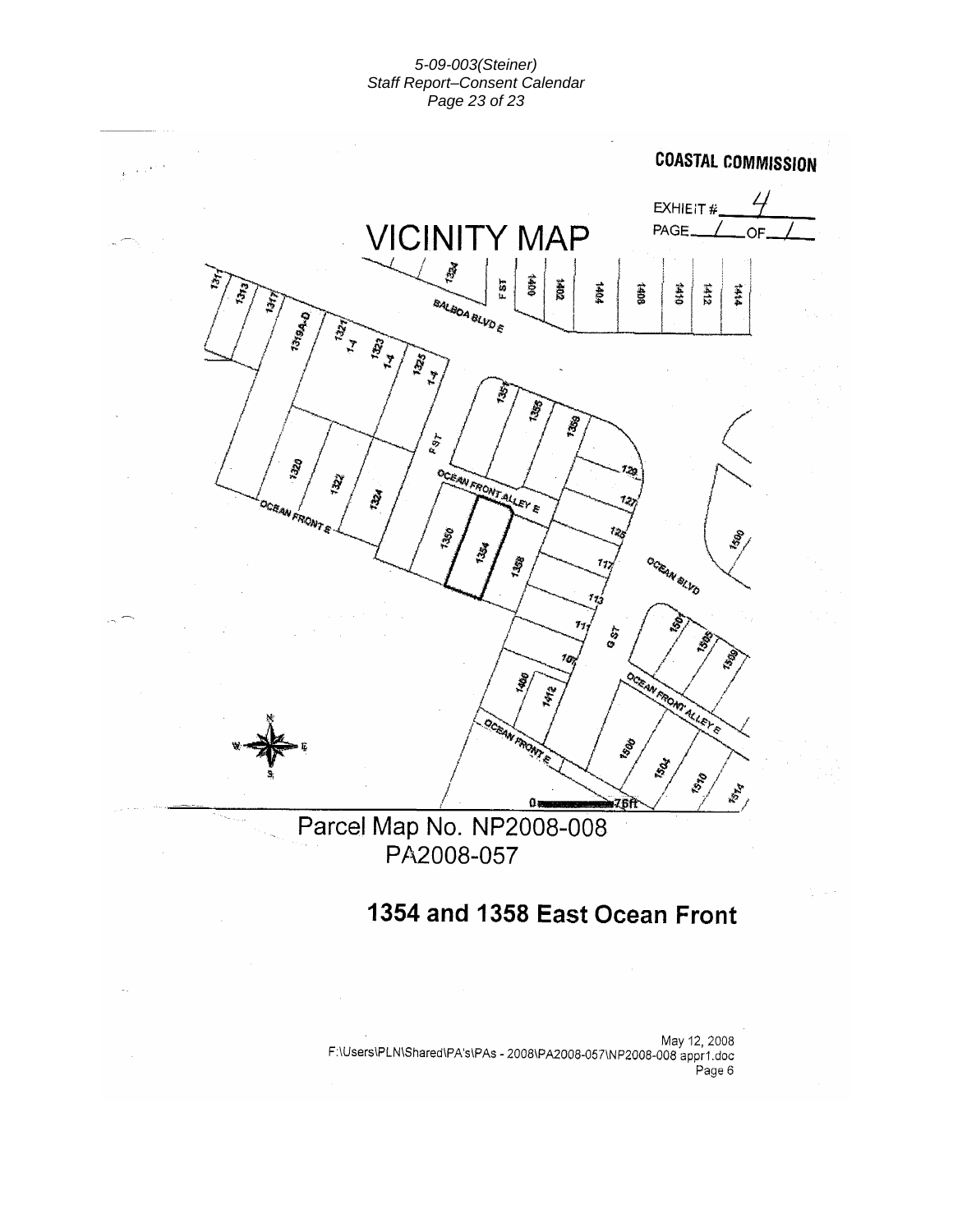COASTAL COMMISSION

EXHIBIT # 4

PAGE 1 OF 1

# VICINITY MAP

1311
1313
1317
1319A-D
1321 1-4
1323 1-4
1325 1-4
1324
F ST
1400
1402
1404
1408
1410
1412
1414
BALBOA BLVD E
1351
1355
1359
F ST
129
OCEAN FRONT ALLEY E
127
1320
1322
1324
OCEAN FRONT E
1350
1354
1358
125
117
113
111
107
1500
OCEAN BLVD
G ST
1501
1505
1509
1400
1412
OCEAN FRONT ALLEY E
OCEAN FRONT E
1500
1504
1510
1514
N
W
E
S
0
76ft

Parcel Map No. NP2008-008
PA2008-057

## 1354 and 1358 East Ocean Front

May 12, 2008
F:\Users\PLN\Shared\PA's\PAs - 2008\PA2008-057\NP2008-008 appr1.doc
Page 6